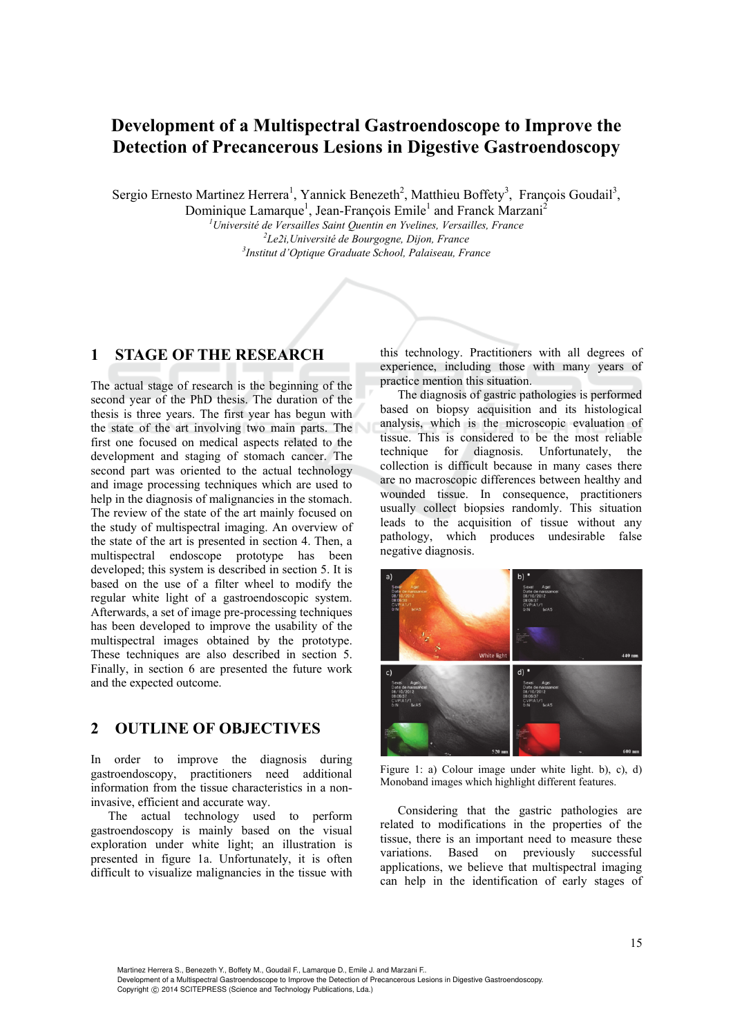# Development of a Multispectral Gastroendoscope to Improve the Detection of Precancerous Lesions in Digestive Gastroendoscopy

Sergio Ernesto Martinez Herrera[1], Yannick Benezeth[2], Matthieu Boffety[3], François Goudail[3], Dominique Lamarque[1], Jean-François Emile[1] and Franck Marzani[2]

[1]*Université de Versailles Saint Quentin en Yvelines, Versailles, France*
[2]*Le2i,Université de Bourgogne, Dijon, France*
[3]*Institut d'Optique Graduate School, Palaiseau, France*

## 1 STAGE OF THE RESEARCH

The actual stage of research is the beginning of the second year of the PhD thesis. The duration of the thesis is three years. The first year has begun with the state of the art involving two main parts. The first one focused on medical aspects related to the development and staging of stomach cancer. The second part was oriented to the actual technology and image processing techniques which are used to help in the diagnosis of malignancies in the stomach. The review of the state of the art mainly focused on the study of multispectral imaging. An overview of the state of the art is presented in section 4. Then, a multispectral endoscope prototype has been developed; this system is described in section 5. It is based on the use of a filter wheel to modify the regular white light of a gastroendoscopic system. Afterwards, a set of image pre-processing techniques has been developed to improve the usability of the multispectral images obtained by the prototype. These techniques are also described in section 5. Finally, in section 6 are presented the future work and the expected outcome.

## 2 OUTLINE OF OBJECTIVES

In order to improve the diagnosis during gastroendoscopy, practitioners need additional information from the tissue characteristics in a non-invasive, efficient and accurate way.

The actual technology used to perform gastroendoscopy is mainly based on the visual exploration under white light; an illustration is presented in figure 1a. Unfortunately, it is often difficult to visualize malignancies in the tissue with this technology. Practitioners with all degrees of experience, including those with many years of practice mention this situation.

The diagnosis of gastric pathologies is performed based on biopsy acquisition and its histological analysis, which is the microscopic evaluation of tissue. This is considered to be the most reliable technique for diagnosis. Unfortunately, the collection is difficult because in many cases there are no macroscopic differences between healthy and wounded tissue. In consequence, practitioners usually collect biopsies randomly. This situation leads to the acquisition of tissue without any pathology, which produces undesirable false negative diagnosis.

Figure 1: a) Colour image under white light. b), c), d) Monoband images which highlight different features.

Considering that the gastric pathologies are related to modifications in the properties of the tissue, there is an important need to measure these variations. Based on previously successful applications, we believe that multispectral imaging can help in the identification of early stages of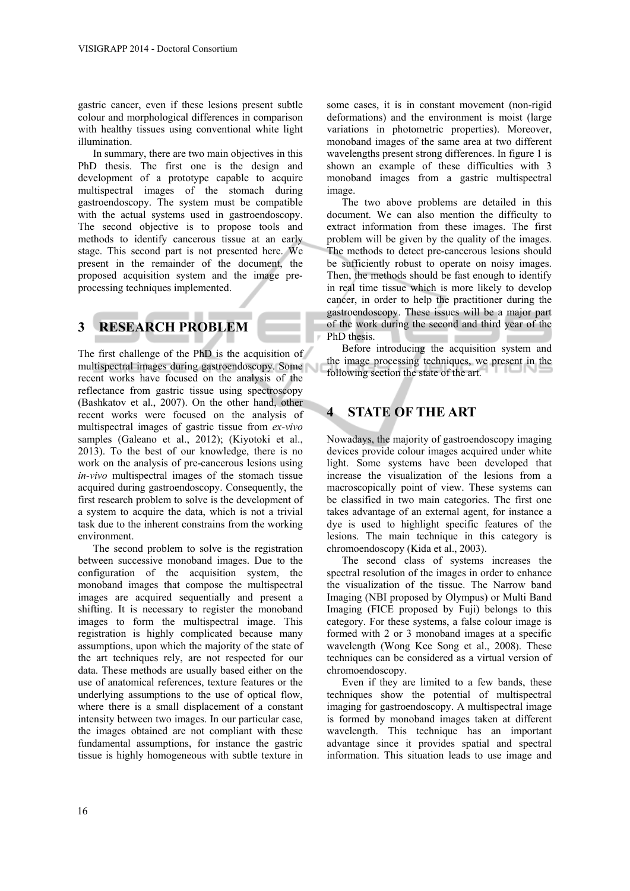gastric cancer, even if these lesions present subtle colour and morphological differences in comparison with healthy tissues using conventional white light illumination.

In summary, there are two main objectives in this PhD thesis. The first one is the design and development of a prototype capable to acquire multispectral images of the stomach during gastroendoscopy. The system must be compatible with the actual systems used in gastroendoscopy. The second objective is to propose tools and methods to identify cancerous tissue at an early stage. This second part is not presented here. We present in the remainder of the document, the proposed acquisition system and the image pre-processing techniques implemented.

## 3 RESEARCH PROBLEM

The first challenge of the PhD is the acquisition of multispectral images during gastroendoscopy. Some recent works have focused on the analysis of the reflectance from gastric tissue using spectroscopy (Bashkatov et al., 2007). On the other hand, other recent works were focused on the analysis of multispectral images of gastric tissue from *ex-vivo* samples (Galeano et al., 2012); (Kiyotoki et al., 2013). To the best of our knowledge, there is no work on the analysis of pre-cancerous lesions using *in-vivo* multispectral images of the stomach tissue acquired during gastroendoscopy. Consequently, the first research problem to solve is the development of a system to acquire the data, which is not a trivial task due to the inherent constrains from the working environment.

The second problem to solve is the registration between successive monoband images. Due to the configuration of the acquisition system, the monoband images that compose the multispectral images are acquired sequentially and present a shifting. It is necessary to register the monoband images to form the multispectral image. This registration is highly complicated because many assumptions, upon which the majority of the state of the art techniques rely, are not respected for our data. These methods are usually based either on the use of anatomical references, texture features or the underlying assumptions to the use of optical flow, where there is a small displacement of a constant intensity between two images. In our particular case, the images obtained are not compliant with these fundamental assumptions, for instance the gastric tissue is highly homogeneous with subtle texture in some cases, it is in constant movement (non-rigid deformations) and the environment is moist (large variations in photometric properties). Moreover, monoband images of the same area at two different wavelengths present strong differences. In figure 1 is shown an example of these difficulties with 3 monoband images from a gastric multispectral image.

The two above problems are detailed in this document. We can also mention the difficulty to extract information from these images. The first problem will be given by the quality of the images. The methods to detect pre-cancerous lesions should be sufficiently robust to operate on noisy images. Then, the methods should be fast enough to identify in real time tissue which is more likely to develop cancer, in order to help the practitioner during the gastroendoscopy. These issues will be a major part of the work during the second and third year of the PhD thesis.

Before introducing the acquisition system and the image processing techniques, we present in the following section the state of the art.

## 4 STATE OF THE ART

Nowadays, the majority of gastroendoscopy imaging devices provide colour images acquired under white light. Some systems have been developed that increase the visualization of the lesions from a macroscopically point of view. These systems can be classified in two main categories. The first one takes advantage of an external agent, for instance a dye is used to highlight specific features of the lesions. The main technique in this category is chromoendoscopy (Kida et al., 2003).

The second class of systems increases the spectral resolution of the images in order to enhance the visualization of the tissue. The Narrow band Imaging (NBI proposed by Olympus) or Multi Band Imaging (FICE proposed by Fuji) belongs to this category. For these systems, a false colour image is formed with 2 or 3 monoband images at a specific wavelength (Wong Kee Song et al., 2008). These techniques can be considered as a virtual version of chromoendoscopy.

Even if they are limited to a few bands, these techniques show the potential of multispectral imaging for gastroendoscopy. A multispectral image is formed by monoband images taken at different wavelength. This technique has an important advantage since it provides spatial and spectral information. This situation leads to use image and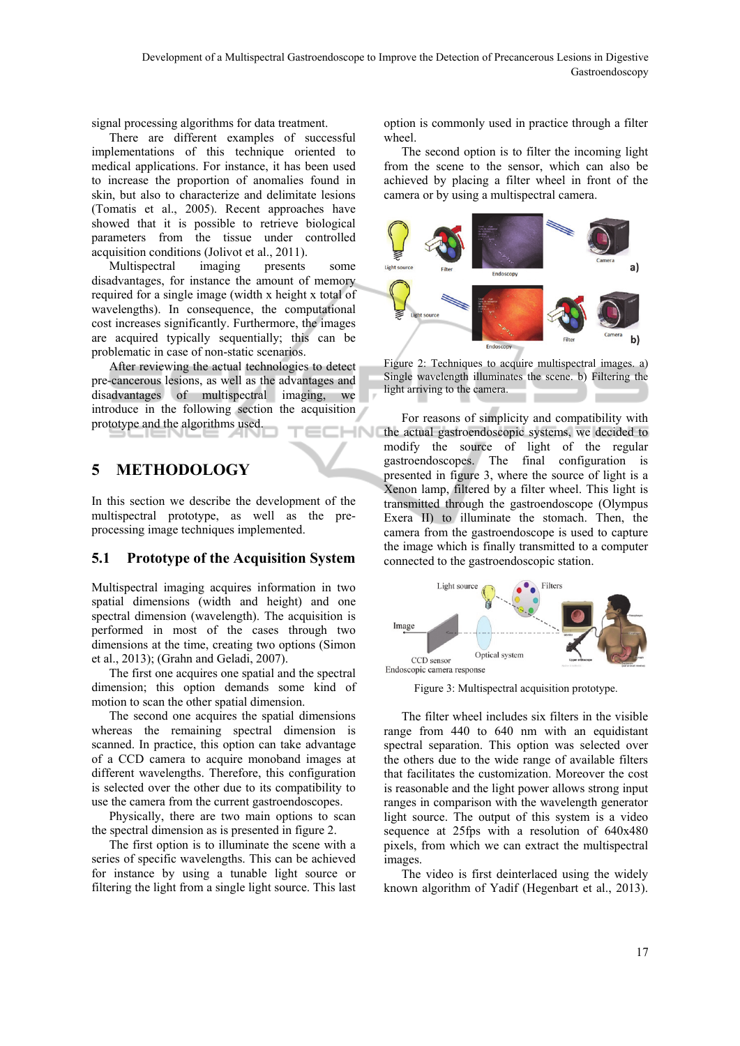signal processing algorithms for data treatment.

There are different examples of successful implementations of this technique oriented to medical applications. For instance, it has been used to increase the proportion of anomalies found in skin, but also to characterize and delimitate lesions (Tomatis et al., 2005). Recent approaches have showed that it is possible to retrieve biological parameters from the tissue under controlled acquisition conditions (Jolivot et al., 2011).

Multispectral imaging presents some disadvantages, for instance the amount of memory required for a single image (width x height x total of wavelengths). In consequence, the computational cost increases significantly. Furthermore, the images are acquired typically sequentially; this can be problematic in case of non-static scenarios.

After reviewing the actual technologies to detect pre-cancerous lesions, as well as the advantages and disadvantages of multispectral imaging, we introduce in the following section the acquisition prototype and the algorithms used.

# 5 METHODOLOGY

In this section we describe the development of the multispectral prototype, as well as the pre-processing image techniques implemented.

## 5.1 Prototype of the Acquisition System

Multispectral imaging acquires information in two spatial dimensions (width and height) and one spectral dimension (wavelength). The acquisition is performed in most of the cases through two dimensions at the time, creating two options (Simon et al., 2013); (Grahn and Geladi, 2007).

The first one acquires one spatial and the spectral dimension; this option demands some kind of motion to scan the other spatial dimension.

The second one acquires the spatial dimensions whereas the remaining spectral dimension is scanned. In practice, this option can take advantage of a CCD camera to acquire monoband images at different wavelengths. Therefore, this configuration is selected over the other due to its compatibility to use the camera from the current gastroendoscopes.

Physically, there are two main options to scan the spectral dimension as is presented in figure 2.

The first option is to illuminate the scene with a series of specific wavelengths. This can be achieved for instance by using a tunable light source or filtering the light from a single light source. This last option is commonly used in practice through a filter wheel.

The second option is to filter the incoming light from the scene to the sensor, which can also be achieved by placing a filter wheel in front of the camera or by using a multispectral camera.

Figure 2: Techniques to acquire multispectral images. a) Single wavelength illuminates the scene. b) Filtering the light arriving to the camera.

For reasons of simplicity and compatibility with the actual gastroendoscopic systems, we decided to modify the source of light of the regular gastroendoscopes. The final configuration is presented in figure 3, where the source of light is a Xenon lamp, filtered by a filter wheel. This light is transmitted through the gastroendoscope (Olympus Exera II) to illuminate the stomach. Then, the camera from the gastroendoscope is used to capture the image which is finally transmitted to a computer connected to the gastroendoscopic station.

Figure 3: Multispectral acquisition prototype.

The filter wheel includes six filters in the visible range from 440 to 640 nm with an equidistant spectral separation. This option was selected over the others due to the wide range of available filters that facilitates the customization. Moreover the cost is reasonable and the light power allows strong input ranges in comparison with the wavelength generator light source. The output of this system is a video sequence at 25fps with a resolution of 640x480 pixels, from which we can extract the multispectral images.

The video is first deinterlaced using the widely known algorithm of Yadif (Hegenbart et al., 2013).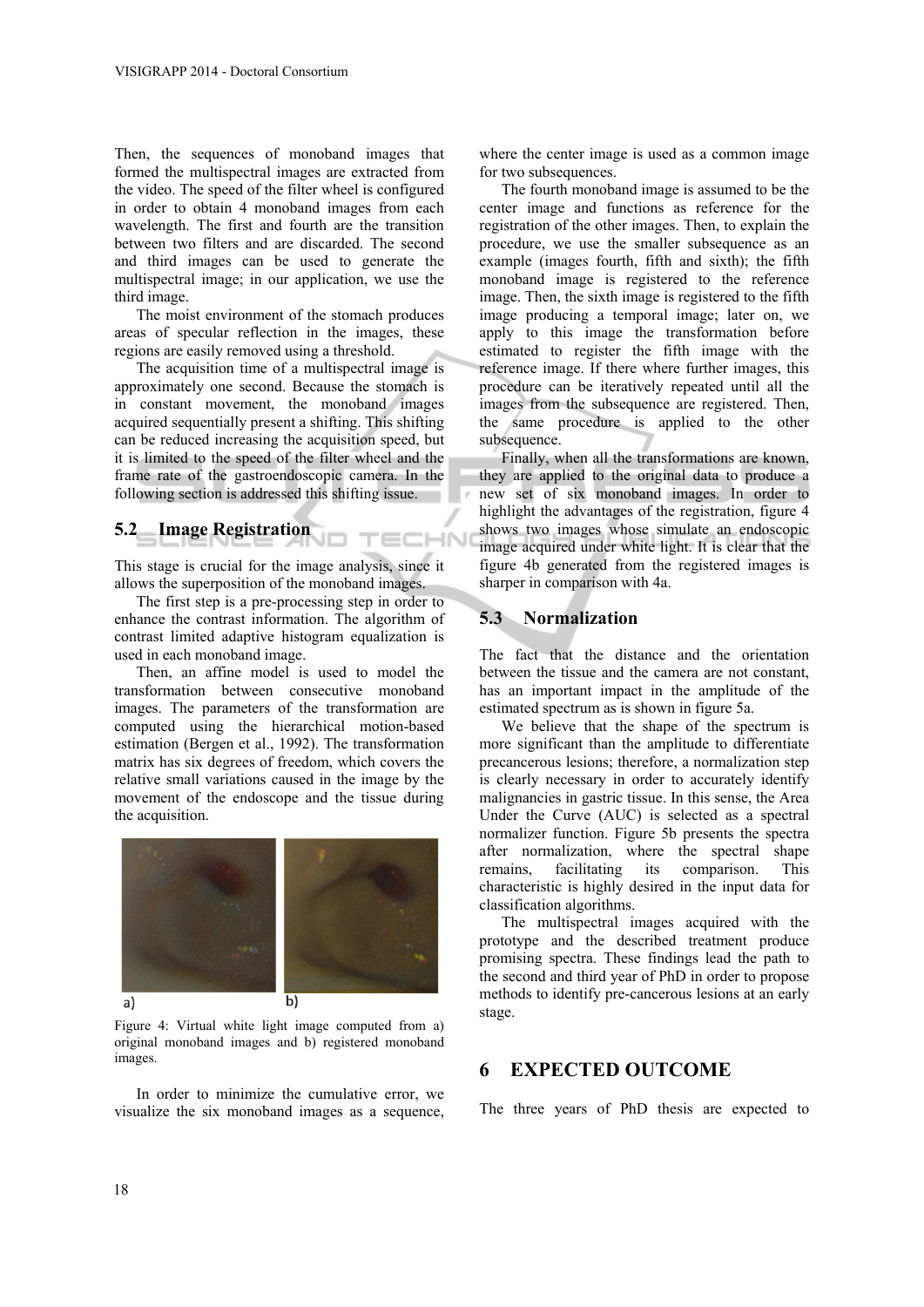Then, the sequences of monoband images that formed the multispectral images are extracted from the video. The speed of the filter wheel is configured in order to obtain 4 monoband images from each wavelength. The first and fourth are the transition between two filters and are discarded. The second and third images can be used to generate the multispectral image; in our application, we use the third image.

The moist environment of the stomach produces areas of specular reflection in the images, these regions are easily removed using a threshold.

The acquisition time of a multispectral image is approximately one second. Because the stomach is in constant movement, the monoband images acquired sequentially present a shifting. This shifting can be reduced increasing the acquisition speed, but it is limited to the speed of the filter wheel and the frame rate of the gastroendoscopic camera. In the following section is addressed this shifting issue.

### 5.2 Image Registration

This stage is crucial for the image analysis, since it allows the superposition of the monoband images.

The first step is a pre-processing step in order to enhance the contrast information. The algorithm of contrast limited adaptive histogram equalization is used in each monoband image.

Then, an affine model is used to model the transformation between consecutive monoband images. The parameters of the transformation are computed using the hierarchical motion-based estimation (Bergen et al., 1992). The transformation matrix has six degrees of freedom, which covers the relative small variations caused in the image by the movement of the endoscope and the tissue during the acquisition.

Figure 4: Virtual white light image computed from a) original monoband images and b) registered monoband images.

In order to minimize the cumulative error, we visualize the six monoband images as a sequence, where the center image is used as a common image for two subsequences.

The fourth monoband image is assumed to be the center image and functions as reference for the registration of the other images. Then, to explain the procedure, we use the smaller subsequence as an example (images fourth, fifth and sixth); the fifth monoband image is registered to the reference image. Then, the sixth image is registered to the fifth image producing a temporal image; later on, we apply to this image the transformation before estimated to register the fifth image with the reference image. If there where further images, this procedure can be iteratively repeated until all the images from the subsequence are registered. Then, the same procedure is applied to the other subsequence.

Finally, when all the transformations are known, they are applied to the original data to produce a new set of six monoband images. In order to highlight the advantages of the registration, figure 4 shows two images whose simulate an endoscopic image acquired under white light. It is clear that the figure 4b generated from the registered images is sharper in comparison with 4a.

### 5.3 Normalization

The fact that the distance and the orientation between the tissue and the camera are not constant, has an important impact in the amplitude of the estimated spectrum as is shown in figure 5a.

We believe that the shape of the spectrum is more significant than the amplitude to differentiate precancerous lesions; therefore, a normalization step is clearly necessary in order to accurately identify malignancies in gastric tissue. In this sense, the Area Under the Curve (AUC) is selected as a spectral normalizer function. Figure 5b presents the spectra after normalization, where the spectral shape remains, facilitating its comparison. This characteristic is highly desired in the input data for classification algorithms.

The multispectral images acquired with the prototype and the described treatment produce promising spectra. These findings lead the path to the second and third year of PhD in order to propose methods to identify pre-cancerous lesions at an early stage.

## 6 EXPECTED OUTCOME

The three years of PhD thesis are expected to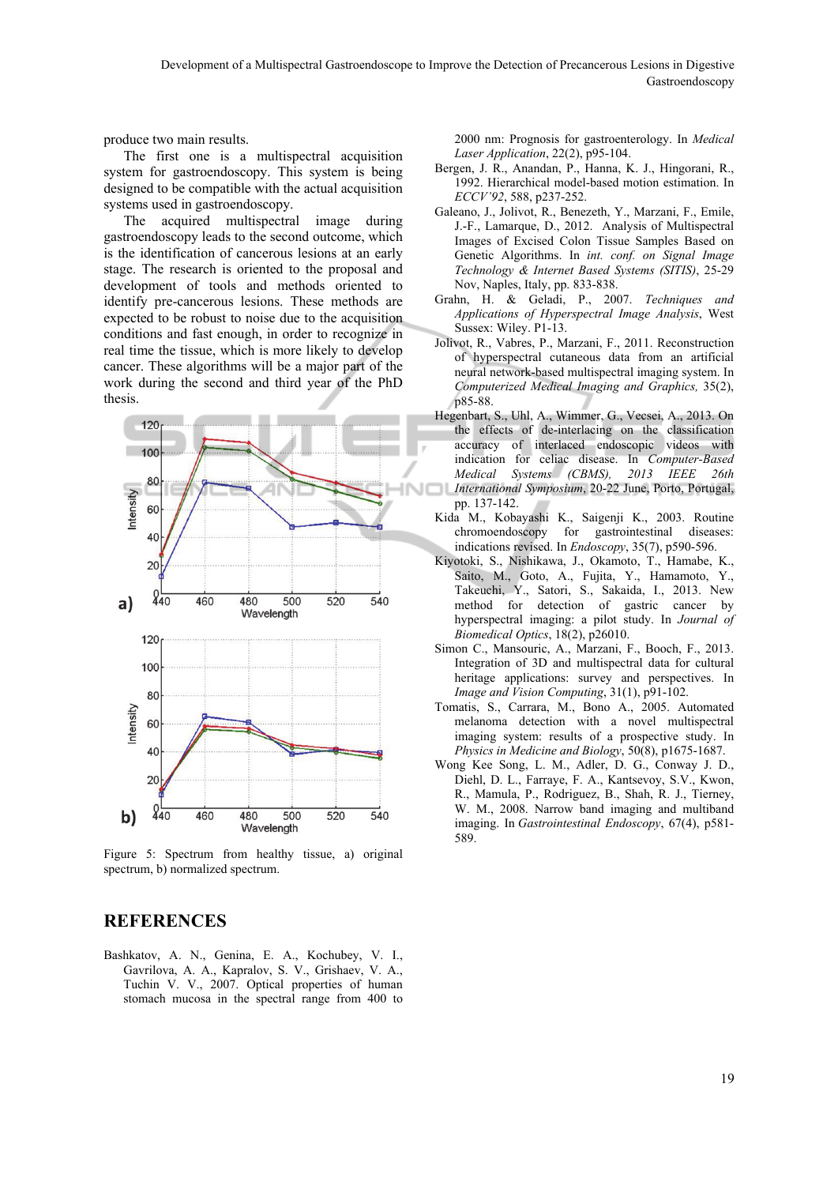produce two main results.

The first one is a multispectral acquisition system for gastroendoscopy. This system is being designed to be compatible with the actual acquisition systems used in gastroendoscopy.

The acquired multispectral image during gastroendoscopy leads to the second outcome, which is the identification of cancerous lesions at an early stage. The research is oriented to the proposal and development of tools and methods oriented to identify pre-cancerous lesions. These methods are expected to be robust to noise due to the acquisition conditions and fast enough, in order to recognize in real time the tissue, which is more likely to develop cancer. These algorithms will be a major part of the work during the second and third year of the PhD thesis.

a)
Intensity
120
100
80
60
40
20
0
440 460 480 500 520 540
Wavelength

b)
Intensity
120
100
80
60
40
20
0
440 460 480 500 520 540
Wavelength

Figure 5: Spectrum from healthy tissue, a) original spectrum, b) normalized spectrum.

## REFERENCES

Bashkatov, A. N., Genina, E. A., Kochubey, V. I., Gavrilova, A. A., Kapralov, S. V., Grishaev, V. A., Tuchin V. V., 2007. Optical properties of human stomach mucosa in the spectral range from 400 to 2000 nm: Prognosis for gastroenterology. In *Medical Laser Application*, 22(2), p95-104.

Bergen, J. R., Anandan, P., Hanna, K. J., Hingorani, R., 1992. Hierarchical model-based motion estimation. In *ECCV'92*, 588, p237-252.

Galeano, J., Jolivot, R., Benezeth, Y., Marzani, F., Emile, J.-F., Lamarque, D., 2012. Analysis of Multispectral Images of Excised Colon Tissue Samples Based on Genetic Algorithms. In *int. conf. on Signal Image Technology & Internet Based Systems (SITIS)*, 25-29 Nov, Naples, Italy, pp. 833-838.

Grahn, H. & Geladi, P., 2007. *Techniques and Applications of Hyperspectral Image Analysis*, West Sussex: Wiley. P1-13.

Jolivot, R., Vabres, P., Marzani, F., 2011. Reconstruction of hyperspectral cutaneous data from an artificial neural network-based multispectral imaging system. In *Computerized Medical Imaging and Graphics,* 35(2), p85-88.

Hegenbart, S., Uhl, A., Wimmer, G., Vecsei, A., 2013. On the effects of de-interlacing on the classification accuracy of interlaced endoscopic videos with indication for celiac disease. In *Computer-Based Medical Systems (CBMS), 2013 IEEE 26th International Symposium*, 20-22 June, Porto, Portugal, pp. 137-142.

Kida M., Kobayashi K., Saigenji K., 2003. Routine chromoendoscopy for gastrointestinal diseases: indications revised. In *Endoscopy*, 35(7), p590-596.

Kiyotoki, S., Nishikawa, J., Okamoto, T., Hamabe, K., Saito, M., Goto, A., Fujita, Y., Hamamoto, Y., Takeuchi, Y., Satori, S., Sakaida, I., 2013. New method for detection of gastric cancer by hyperspectral imaging: a pilot study. In *Journal of Biomedical Optics*, 18(2), p26010.

Simon C., Mansouric, A., Marzani, F., Booch, F., 2013. Integration of 3D and multispectral data for cultural heritage applications: survey and perspectives. In *Image and Vision Computing*, 31(1), p91-102.

Tomatis, S., Carrara, M., Bono A., 2005. Automated melanoma detection with a novel multispectral imaging system: results of a prospective study. In *Physics in Medicine and Biology*, 50(8), p1675-1687.

Wong Kee Song, L. M., Adler, D. G., Conway J. D., Diehl, D. L., Farraye, F. A., Kantsevoy, S.V., Kwon, R., Mamula, P., Rodriguez, B., Shah, R. J., Tierney, W. M., 2008. Narrow band imaging and multiband imaging. In *Gastrointestinal Endoscopy*, 67(4), p581-589.